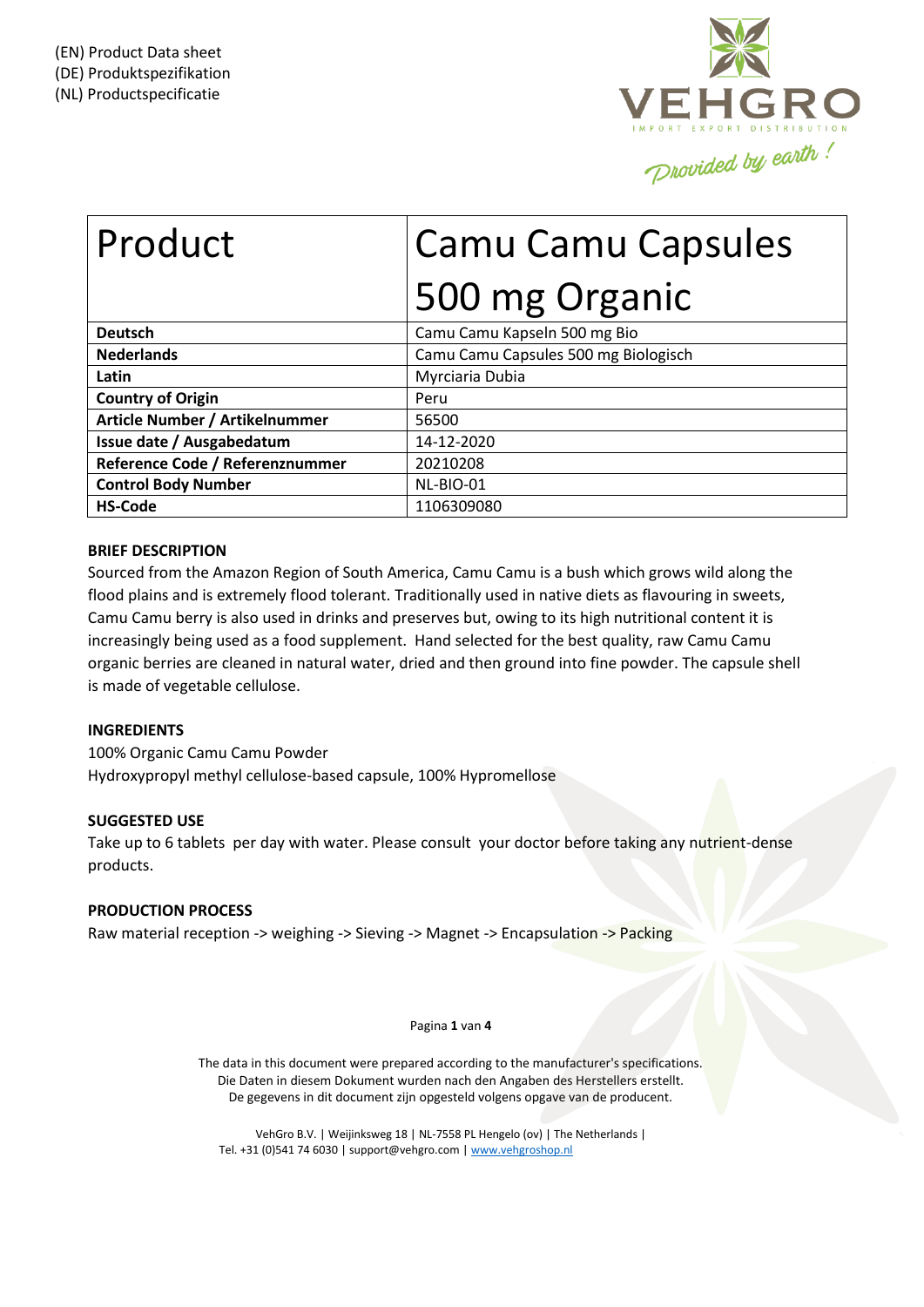(EN) Product Data sheet
(DE) Produktspezifikation
(NL) Productspecificatie

VEHGRO
IMPORT EXPORT DISTRIBUTION
Provided by earth !

| Product | Camu Camu Capsules 500 mg Organic |
|---|---|
| **Deutsch** | Camu Camu Kapseln 500 mg Bio |
| **Nederlands** | Camu Camu Capsules 500 mg Biologisch |
| **Latin** | Myrciaria Dubia |
| **Country of Origin** | Peru |
| **Article Number / Artikelnummer** | 56500 |
| **Issue date / Ausgabedatum** | 14-12-2020 |
| **Reference Code / Referenznummer** | 20210208 |
| **Control Body Number** | NL-BIO-01 |
| **HS-Code** | 1106309080 |

**BRIEF DESCRIPTION**

Sourced from the Amazon Region of South America, Camu Camu is a bush which grows wild along the flood plains and is extremely flood tolerant. Traditionally used in native diets as flavouring in sweets, Camu Camu berry is also used in drinks and preserves but, owing to its high nutritional content it is increasingly being used as a food supplement. Hand selected for the best quality, raw Camu Camu organic berries are cleaned in natural water, dried and then ground into fine powder. The capsule shell is made of vegetable cellulose.

**INGREDIENTS**

100% Organic Camu Camu Powder
Hydroxypropyl methyl cellulose-based capsule, 100% Hypromellose

**SUGGESTED USE**

Take up to 6 tablets per day with water. Please consult your doctor before taking any nutrient-dense products.

**PRODUCTION PROCESS**

Raw material reception -> weighing -> Sieving -> Magnet -> Encapsulation -> Packing

The data in this document were prepared according to the manufacturer's specifications.
Die Daten in diesem Dokument wurden nach den Angaben des Herstellers erstellt.
De gegevens in dit document zijn opgesteld volgens opgave van de producent.

VehGro B.V. | Weijinksweg 18 | NL-7558 PL Hengelo (ov) | The Netherlands |
Tel. +31 (0)541 74 6030 | support@vehgro.com | www.vehgroshop.nl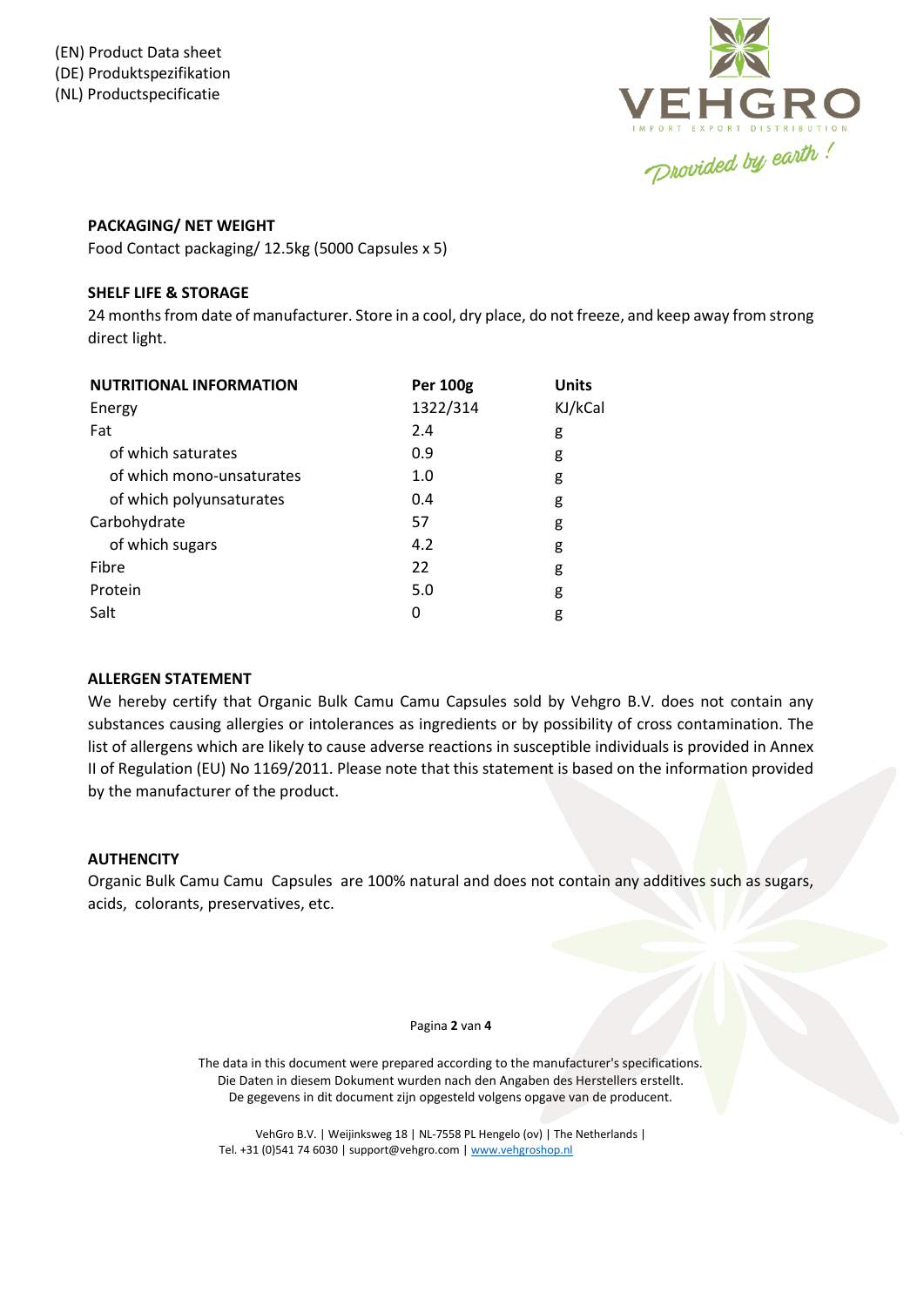(EN) Product Data sheet
(DE) Produktspezifikation
(NL) Productspecificatie

**PACKAGING/ NET WEIGHT**

Food Contact packaging/ 12.5kg (5000 Capsules x 5)

**SHELF LIFE & STORAGE**

24 months from date of manufacturer. Store in a cool, dry place, do not freeze, and keep away from strong direct light.

| **NUTRITIONAL INFORMATION** | **Per 100g** | **Units** |
|---|---|---|
| Energy | 1322/314 | KJ/kCal |
| Fat | 2.4 | g |
| of which saturates | 0.9 | g |
| of which mono-unsaturates | 1.0 | g |
| of which polyunsaturates | 0.4 | g |
| Carbohydrate | 57 | g |
| of which sugars | 4.2 | g |
| Fibre | 22 | g |
| Protein | 5.0 | g |
| Salt | 0 | g |

**ALLERGEN STATEMENT**

We hereby certify that Organic Bulk Camu Camu Capsules sold by Vehgro B.V. does not contain any substances causing allergies or intolerances as ingredients or by possibility of cross contamination. The list of allergens which are likely to cause adverse reactions in susceptible individuals is provided in Annex II of Regulation (EU) No 1169/2011. Please note that this statement is based on the information provided by the manufacturer of the product.

**AUTHENCITY**

Organic Bulk Camu Camu Capsules are 100% natural and does not contain any additives such as sugars, acids, colorants, preservatives, etc.

The data in this document were prepared according to the manufacturer's specifications.
Die Daten in diesem Dokument wurden nach den Angaben des Herstellers erstellt.
De gegevens in dit document zijn opgesteld volgens opgave van de producent.

VehGro B.V. | Weijinksweg 18 | NL-7558 PL Hengelo (ov) | The Netherlands |
Tel. +31 (0)541 74 6030 | support@vehgro.com | www.vehgroshop.nl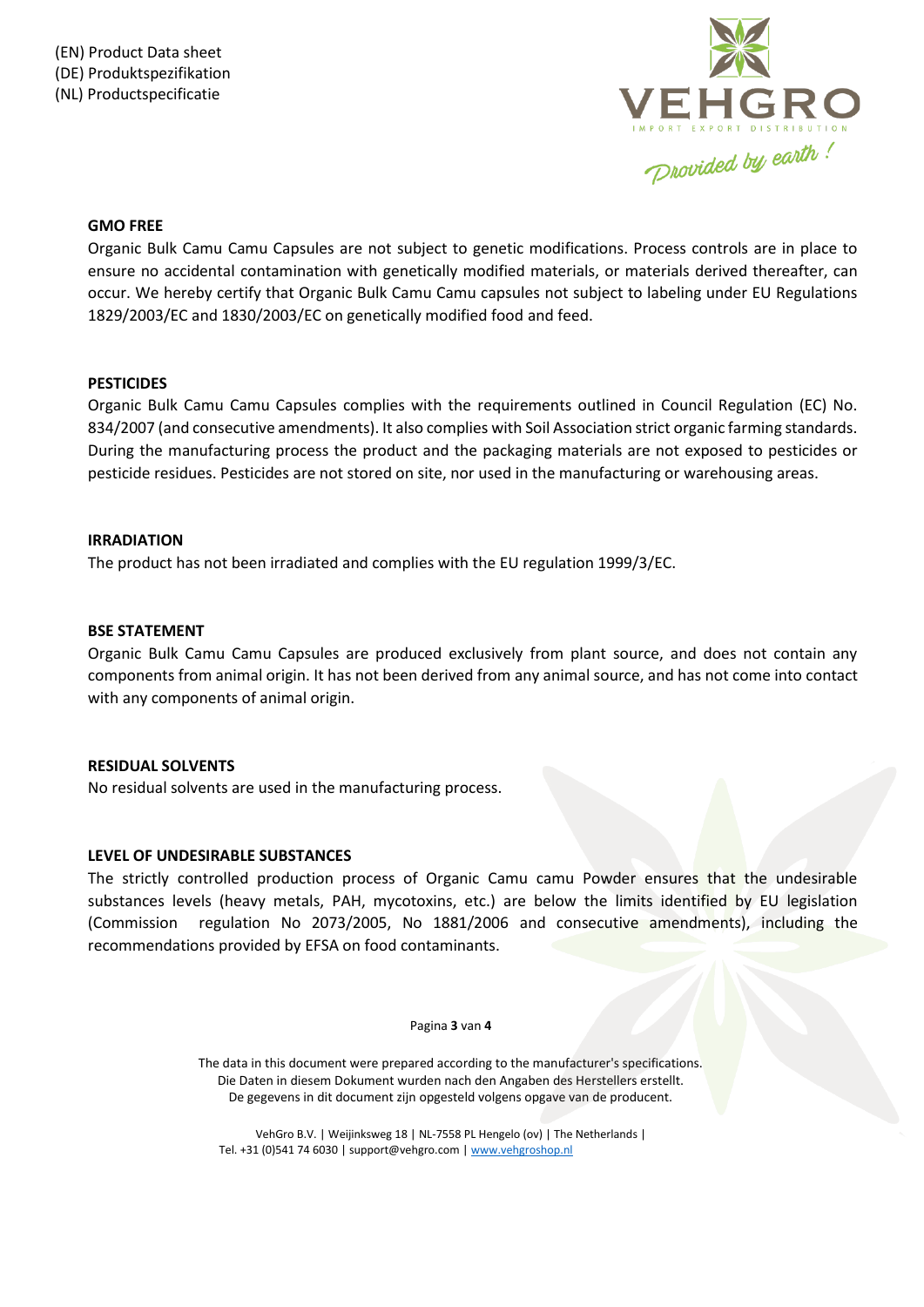#### GMO FREE

Organic Bulk Camu Camu Capsules are not subject to genetic modifications. Process controls are in place to ensure no accidental contamination with genetically modified materials, or materials derived thereafter, can occur. We hereby certify that Organic Bulk Camu Camu capsules not subject to labeling under EU Regulations 1829/2003/EC and 1830/2003/EC on genetically modified food and feed.

#### PESTICIDES

Organic Bulk Camu Camu Capsules complies with the requirements outlined in Council Regulation (EC) No. 834/2007 (and consecutive amendments). It also complies with Soil Association strict organic farming standards. During the manufacturing process the product and the packaging materials are not exposed to pesticides or pesticide residues. Pesticides are not stored on site, nor used in the manufacturing or warehousing areas.

#### IRRADIATION

The product has not been irradiated and complies with the EU regulation 1999/3/EC.

#### BSE STATEMENT

Organic Bulk Camu Camu Capsules are produced exclusively from plant source, and does not contain any components from animal origin. It has not been derived from any animal source, and has not come into contact with any components of animal origin.

#### RESIDUAL SOLVENTS

No residual solvents are used in the manufacturing process.

#### LEVEL OF UNDESIRABLE SUBSTANCES

The strictly controlled production process of Organic Camu camu Powder ensures that the undesirable substances levels (heavy metals, PAH, mycotoxins, etc.) are below the limits identified by EU legislation (Commission regulation No 2073/2005, No 1881/2006 and consecutive amendments), including the recommendations provided by EFSA on food contaminants.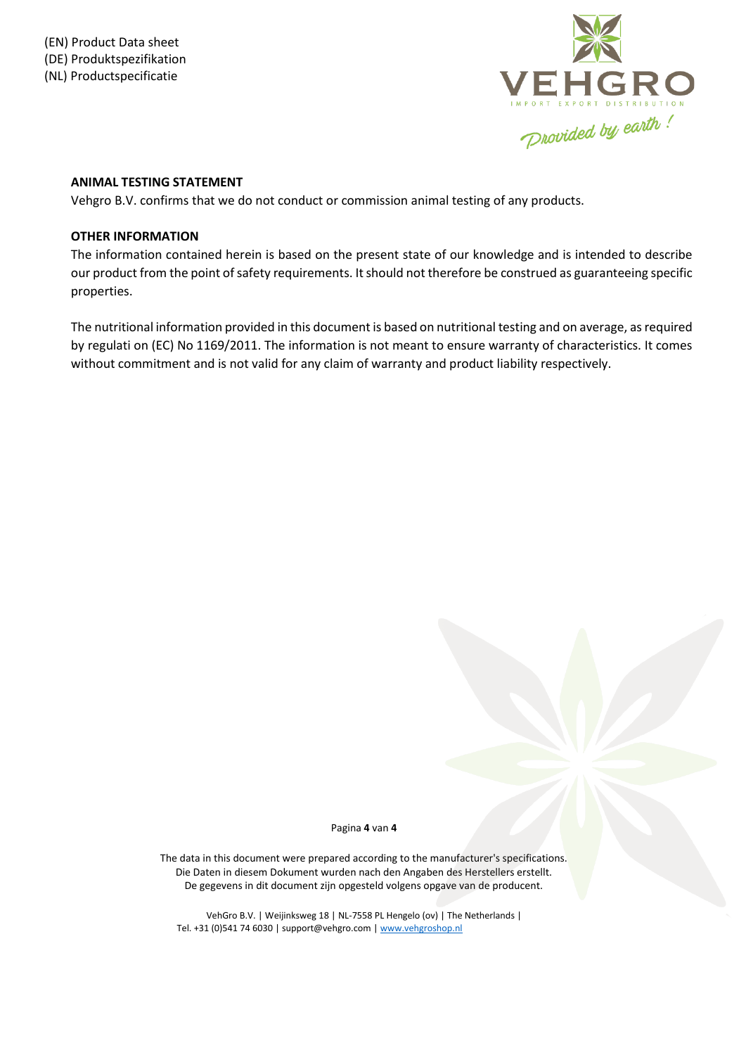## ANIMAL TESTING STATEMENT

Vehgro B.V. confirms that we do not conduct or commission animal testing of any products.

## OTHER INFORMATION

The information contained herein is based on the present state of our knowledge and is intended to describe our product from the point of safety requirements. It should not therefore be construed as guaranteeing specific properties.

The nutritional information provided in this document is based on nutritional testing and on average, as required by regulati on (EC) No 1169/2011. The information is not meant to ensure warranty of characteristics. It comes without commitment and is not valid for any claim of warranty and product liability respectively.